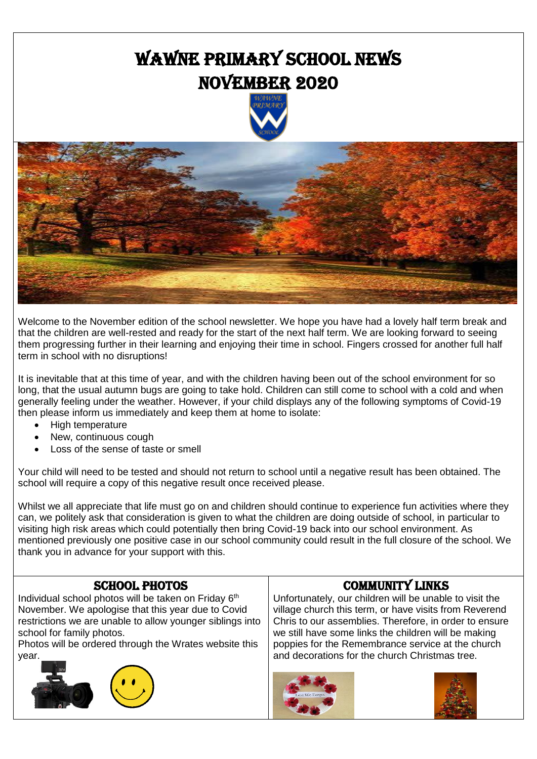# WAWNE PRIMARY SCHOOL NEWS
# NOVEMBER 2020

Welcome to the November edition of the school newsletter. We hope you have had a lovely half term break and that the children are well-rested and ready for the start of the next half term. We are looking forward to seeing them progressing further in their learning and enjoying their time in school. Fingers crossed for another full half term in school with no disruptions!

It is inevitable that at this time of year, and with the children having been out of the school environment for so long, that the usual autumn bugs are going to take hold. Children can still come to school with a cold and when generally feeling under the weather. However, if your child displays any of the following symptoms of Covid-19 then please inform us immediately and keep them at home to isolate:

- High temperature
- New, continuous cough
- Loss of the sense of taste or smell

Your child will need to be tested and should not return to school until a negative result has been obtained. The school will require a copy of this negative result once received please.

Whilst we all appreciate that life must go on and children should continue to experience fun activities where they can, we politely ask that consideration is given to what the children are doing outside of school, in particular to visiting high risk areas which could potentially then bring Covid-19 back into our school environment. As mentioned previously one positive case in our school community could result in the full closure of the school. We thank you in advance for your support with this.

## SCHOOL PHOTOS

Individual school photos will be taken on Friday 6th November. We apologise that this year due to Covid restrictions we are unable to allow younger siblings into school for family photos.

Photos will be ordered through the Wrates website this year.

## COMMUNITY LINKS

Unfortunately, our children will be unable to visit the village church this term, or have visits from Reverend Chris to our assemblies. Therefore, in order to ensure we still have some links the children will be making poppies for the Remembrance service at the church and decorations for the church Christmas tree.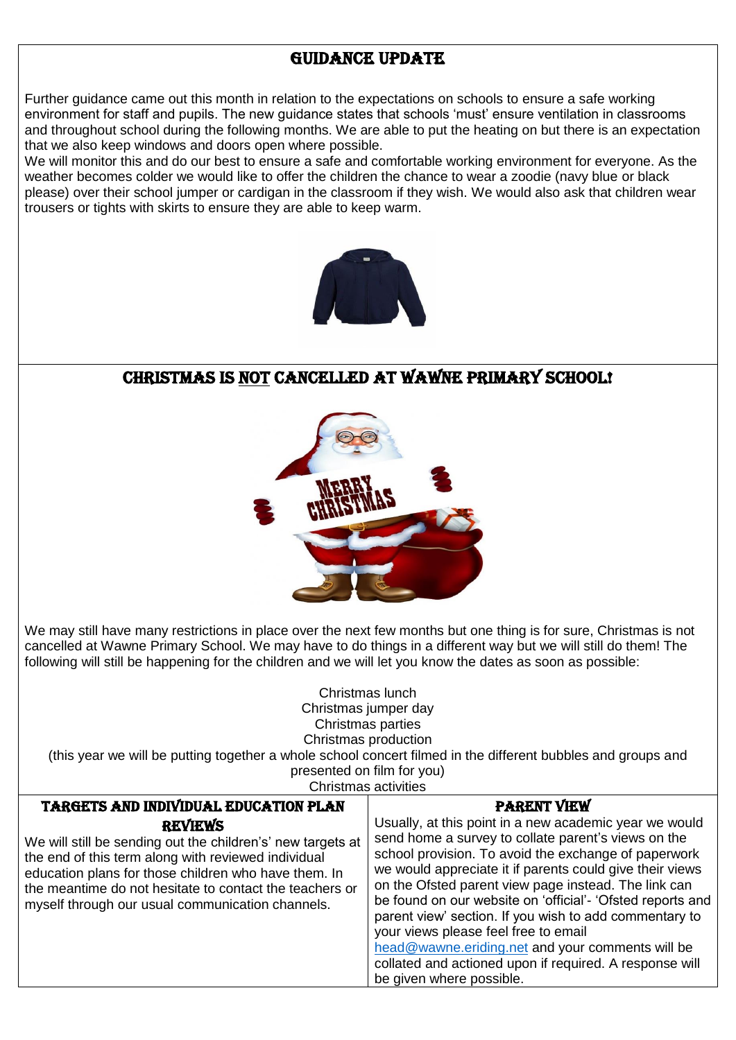## GUIDANCE UPDATE

Further guidance came out this month in relation to the expectations on schools to ensure a safe working environment for staff and pupils. The new guidance states that schools 'must' ensure ventilation in classrooms and throughout school during the following months. We are able to put the heating on but there is an expectation that we also keep windows and doors open where possible.

We will monitor this and do our best to ensure a safe and comfortable working environment for everyone. As the weather becomes colder we would like to offer the children the chance to wear a zoodie (navy blue or black please) over their school jumper or cardigan in the classroom if they wish. We would also ask that children wear trousers or tights with skirts to ensure they are able to keep warm.

## CHRISTMAS IS NOT CANCELLED AT WAWNE PRIMARY SCHOOL!

We may still have many restrictions in place over the next few months but one thing is for sure, Christmas is not cancelled at Wawne Primary School. We may have to do things in a different way but we will still do them! The following will still be happening for the children and we will let you know the dates as soon as possible:

Christmas lunch
Christmas jumper day
Christmas parties
Christmas production
(this year we will be putting together a whole school concert filmed in the different bubbles and groups and presented on film for you)
Christmas activities

## TARGETS AND INDIVIDUAL EDUCATION PLAN REVIEWS

We will still be sending out the children's' new targets at the end of this term along with reviewed individual education plans for those children who have them. In the meantime do not hesitate to contact the teachers or myself through our usual communication channels.

## PARENT VIEW

Usually, at this point in a new academic year we would send home a survey to collate parent's views on the school provision. To avoid the exchange of paperwork we would appreciate it if parents could give their views on the Ofsted parent view page instead. The link can be found on our website on 'official'- 'Ofsted reports and parent view' section. If you wish to add commentary to your views please feel free to email head@wawne.eriding.net and your comments will be collated and actioned upon if required. A response will be given where possible.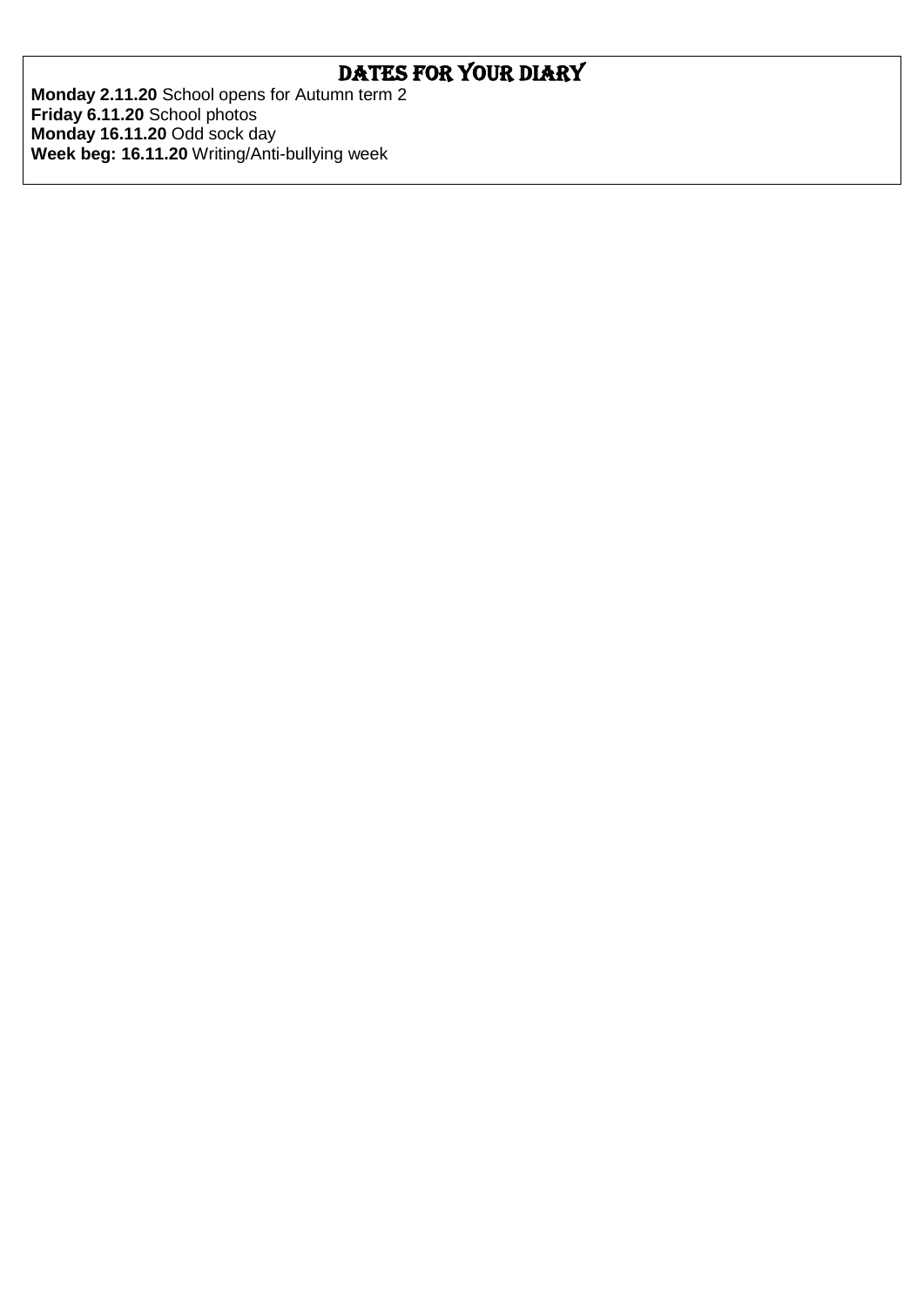# DATES FOR YOUR DIARY

**Monday 2.11.20** School opens for Autumn term 2
**Friday 6.11.20** School photos
**Monday 16.11.20** Odd sock day
**Week beg: 16.11.20** Writing/Anti-bullying week